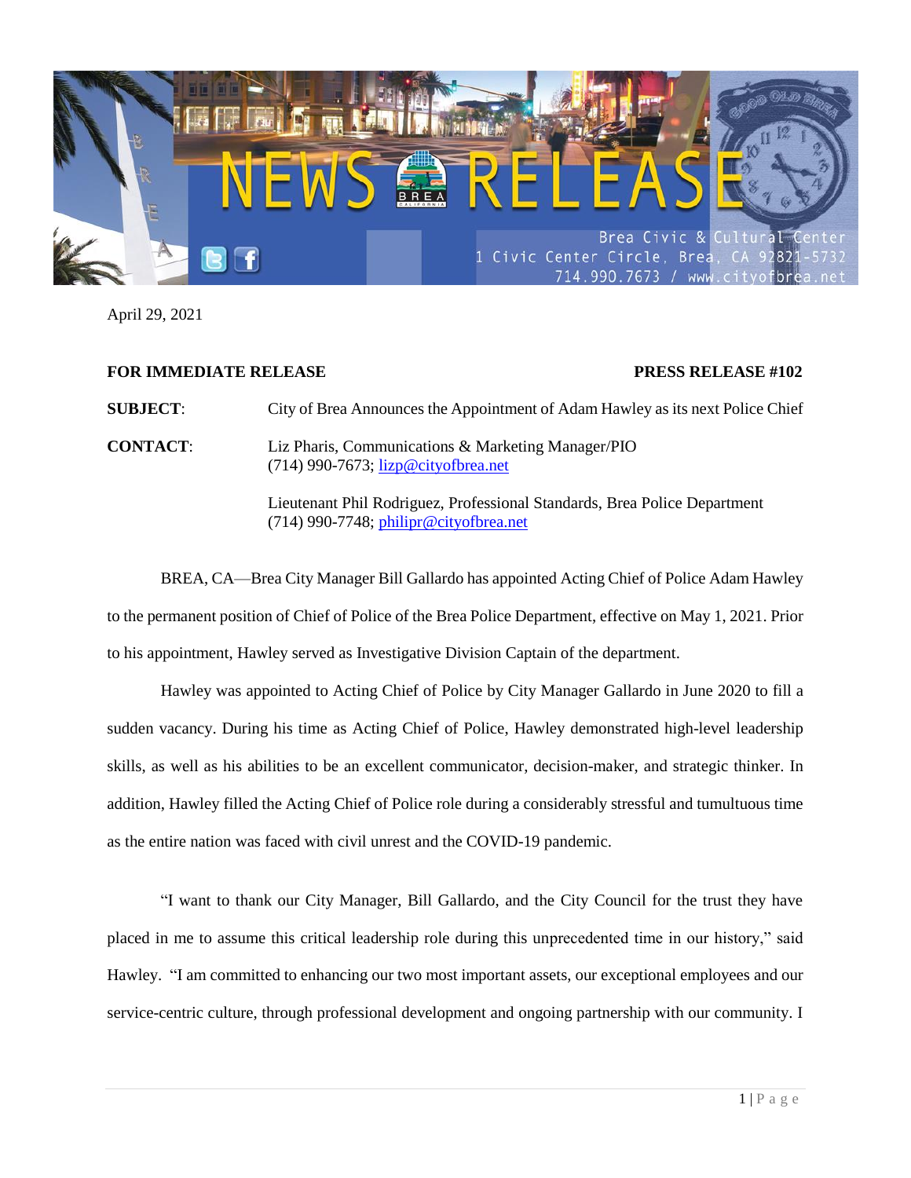# NEWS RELEASE

Brea Civic & Cultural Center
1 Civic Center Circle, Brea, CA 92821-5732
714.990.7673 / www.cityofbrea.net

April 29, 2021

**FOR IMMEDIATE RELEASE** **PRESS RELEASE #102**

**SUBJECT**: City of Brea Announces the Appointment of Adam Hawley as its next Police Chief

**CONTACT**: Liz Pharis, Communications & Marketing Manager/PIO
(714) 990-7673; lizp@cityofbrea.net

Lieutenant Phil Rodriguez, Professional Standards, Brea Police Department
(714) 990-7748; philipr@cityofbrea.net

BREA, CA—Brea City Manager Bill Gallardo has appointed Acting Chief of Police Adam Hawley to the permanent position of Chief of Police of the Brea Police Department, effective on May 1, 2021. Prior to his appointment, Hawley served as Investigative Division Captain of the department.

Hawley was appointed to Acting Chief of Police by City Manager Gallardo in June 2020 to fill a sudden vacancy. During his time as Acting Chief of Police, Hawley demonstrated high-level leadership skills, as well as his abilities to be an excellent communicator, decision-maker, and strategic thinker. In addition, Hawley filled the Acting Chief of Police role during a considerably stressful and tumultuous time as the entire nation was faced with civil unrest and the COVID-19 pandemic.

"I want to thank our City Manager, Bill Gallardo, and the City Council for the trust they have placed in me to assume this critical leadership role during this unprecedented time in our history," said Hawley. "I am committed to enhancing our two most important assets, our exceptional employees and our service-centric culture, through professional development and ongoing partnership with our community. I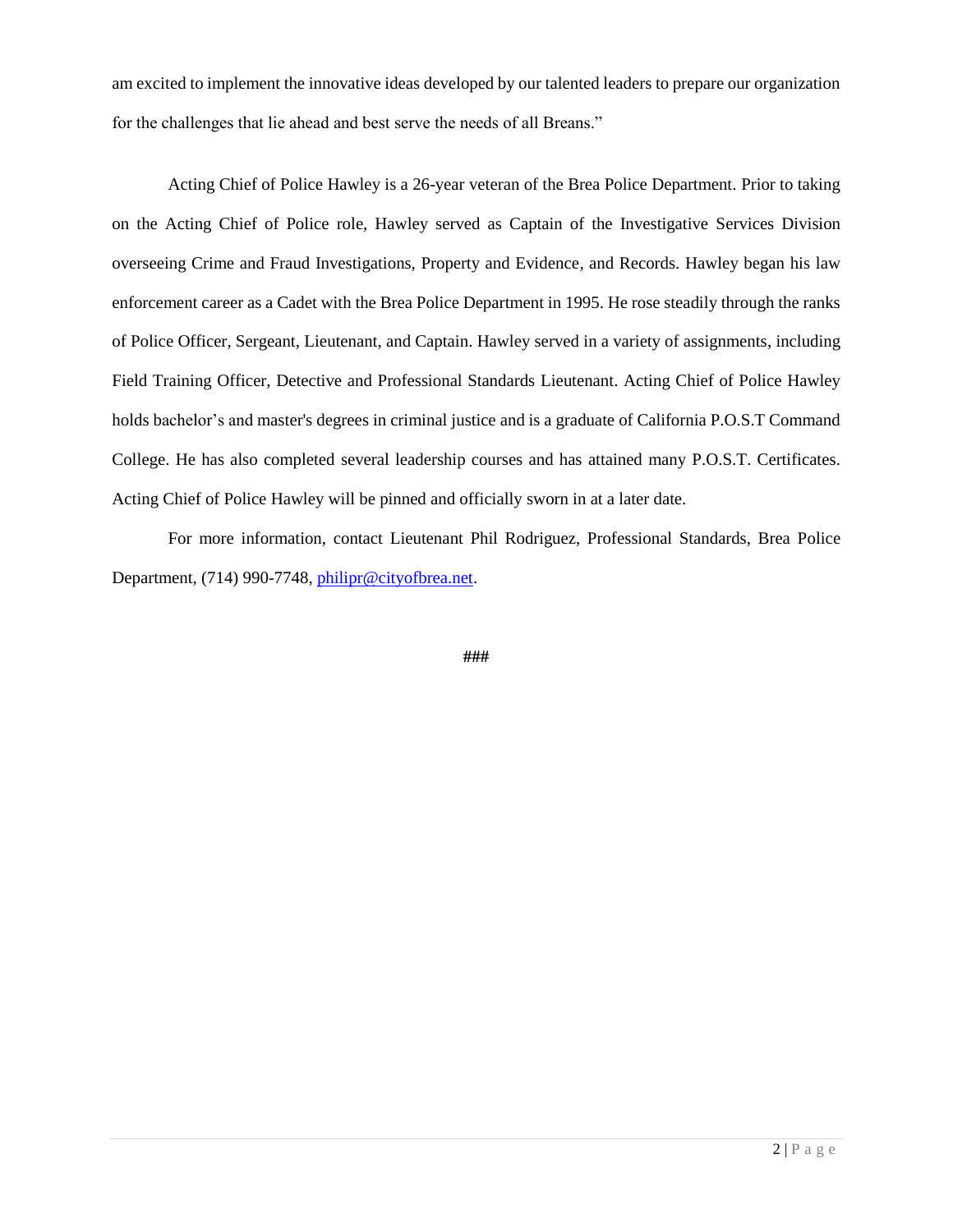am excited to implement the innovative ideas developed by our talented leaders to prepare our organization for the challenges that lie ahead and best serve the needs of all Breans."

Acting Chief of Police Hawley is a 26-year veteran of the Brea Police Department. Prior to taking on the Acting Chief of Police role, Hawley served as Captain of the Investigative Services Division overseeing Crime and Fraud Investigations, Property and Evidence, and Records. Hawley began his law enforcement career as a Cadet with the Brea Police Department in 1995. He rose steadily through the ranks of Police Officer, Sergeant, Lieutenant, and Captain. Hawley served in a variety of assignments, including Field Training Officer, Detective and Professional Standards Lieutenant. Acting Chief of Police Hawley holds bachelor's and master's degrees in criminal justice and is a graduate of California P.O.S.T Command College. He has also completed several leadership courses and has attained many P.O.S.T. Certificates. Acting Chief of Police Hawley will be pinned and officially sworn in at a later date.

For more information, contact Lieutenant Phil Rodriguez, Professional Standards, Brea Police Department, (714) 990-7748, philipr@cityofbrea.net.

###